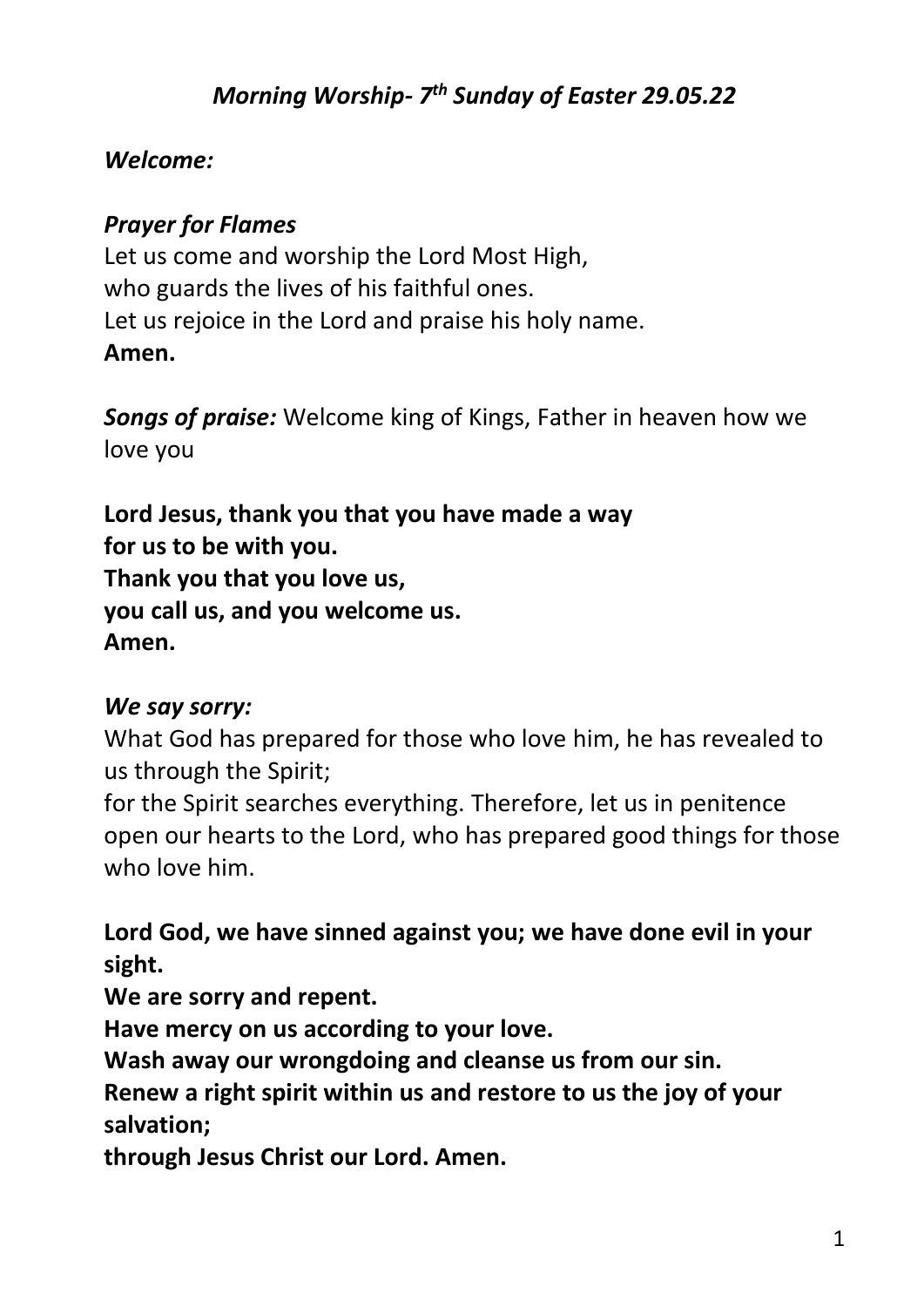# *Morning Worship- 7th Sunday of Easter 29.05.22*

***Welcome:***

***Prayer for Flames***

Let us come and worship the Lord Most High,
who guards the lives of his faithful ones.
Let us rejoice in the Lord and praise his holy name.
**Amen.**

***Songs of praise:*** Welcome king of Kings, Father in heaven how we love you

**Lord Jesus, thank you that you have made a way**
**for us to be with you.**
**Thank you that you love us,**
**you call us, and you welcome us.**
**Amen.**

***We say sorry:***

What God has prepared for those who love him, he has revealed to us through the Spirit;
for the Spirit searches everything. Therefore, let us in penitence open our hearts to the Lord, who has prepared good things for those who love him.

**Lord God, we have sinned against you; we have done evil in your sight.**
**We are sorry and repent.**
**Have mercy on us according to your love.**
**Wash away our wrongdoing and cleanse us from our sin.**
**Renew a right spirit within us and restore to us the joy of your salvation;**
**through Jesus Christ our Lord. Amen.**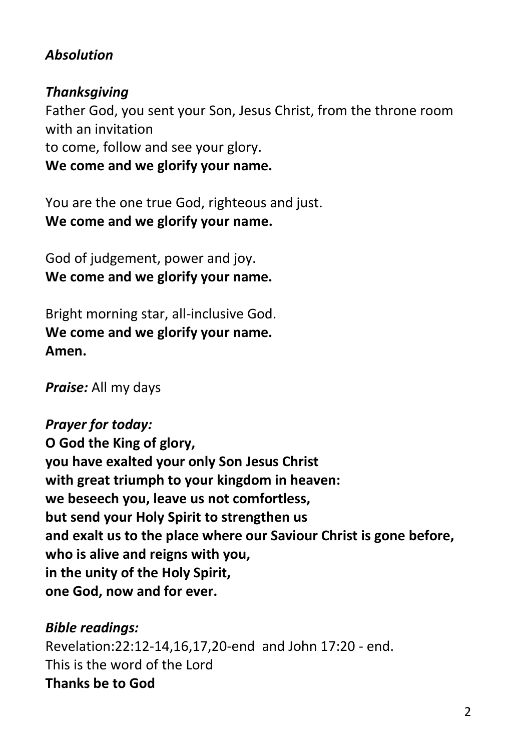***Absolution***

***Thanksgiving***

Father God, you sent your Son, Jesus Christ, from the throne room with an invitation
to come, follow and see your glory.
**We come and we glorify your name.**

You are the one true God, righteous and just.
**We come and we glorify your name.**

God of judgement, power and joy.
**We come and we glorify your name.**

Bright morning star, all-inclusive God.
**We come and we glorify your name.**
**Amen.**

***Praise:*** All my days

***Prayer for today:***
**O God the King of glory,**
**you have exalted your only Son Jesus Christ**
**with great triumph to your kingdom in heaven:**
**we beseech you, leave us not comfortless,**
**but send your Holy Spirit to strengthen us**
**and exalt us to the place where our Saviour Christ is gone before,**
**who is alive and reigns with you,**
**in the unity of the Holy Spirit,**
**one God, now and for ever.**

***Bible readings:***
Revelation:22:12-14,16,17,20-end and John 17:20 - end.
This is the word of the Lord
**Thanks be to God**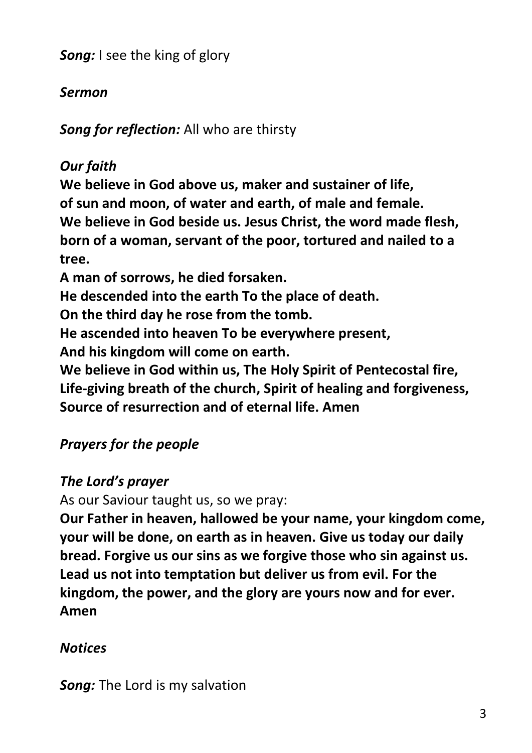***Song:*** I see the king of glory

***Sermon***

***Song for reflection:*** All who are thirsty

***Our faith***

**We believe in God above us, maker and sustainer of life,**
**of sun and moon, of water and earth, of male and female.**
**We believe in God beside us. Jesus Christ, the word made flesh, born of a woman, servant of the poor, tortured and nailed to a tree.**
**A man of sorrows, he died forsaken.**
**He descended into the earth To the place of death.**
**On the third day he rose from the tomb.**
**He ascended into heaven To be everywhere present,**
**And his kingdom will come on earth.**
**We believe in God within us, The Holy Spirit of Pentecostal fire,**
**Life-giving breath of the church, Spirit of healing and forgiveness,**
**Source of resurrection and of eternal life. Amen**

***Prayers for the people***

***The Lord's prayer***

As our Saviour taught us, so we pray:

**Our Father in heaven, hallowed be your name, your kingdom come, your will be done, on earth as in heaven. Give us today our daily bread. Forgive us our sins as we forgive those who sin against us. Lead us not into temptation but deliver us from evil. For the kingdom, the power, and the glory are yours now and for ever. Amen**

***Notices***

***Song:*** The Lord is my salvation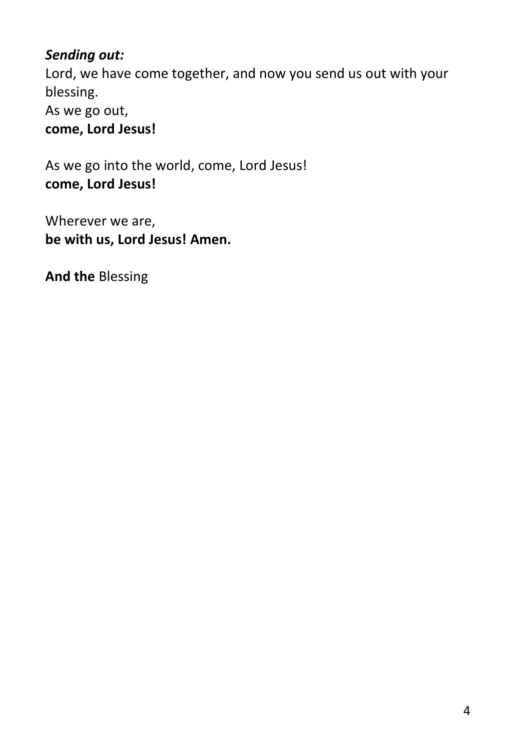***Sending out:***

Lord, we have come together, and now you send us out with your blessing.
As we go out,
**come, Lord Jesus!**

As we go into the world, come, Lord Jesus!
**come, Lord Jesus!**

Wherever we are,
**be with us, Lord Jesus! Amen.**

**And the** Blessing